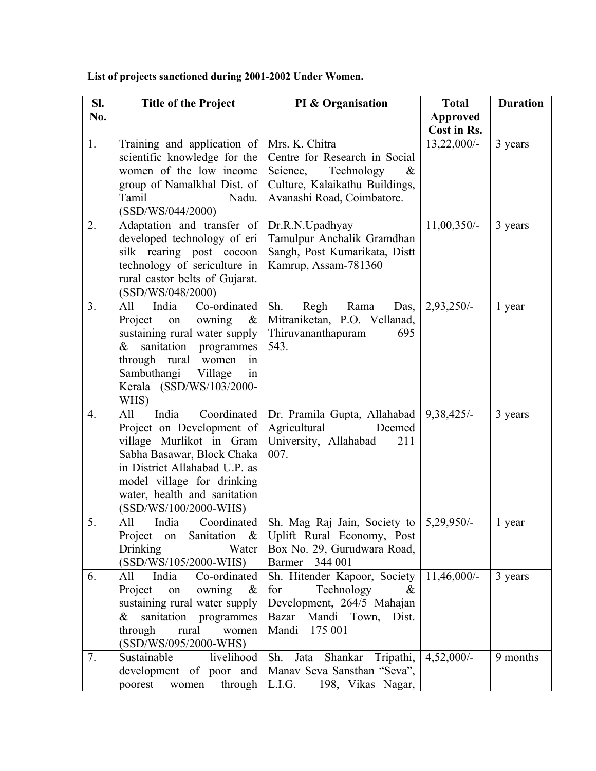**List of projects sanctioned during 2001-2002 Under Women.**

| Sl. No. | Title of the Project | PI & Organisation | Total Approved Cost in Rs. | Duration |
|---|---|---|---|---|
| 1. | Training and application of scientific knowledge for the women of the low income group of Namalkhal Dist. of Tamil Nadu. (SSD/WS/044/2000) | Mrs. K. Chitra Centre for Research in Social Science, Technology & Culture, Kalaikathu Buildings, Avanashi Road, Coimbatore. | 13,22,000/- | 3 years |
| 2. | Adaptation and transfer of developed technology of eri silk rearing post cocoon technology of sericulture in rural castor belts of Gujarat. (SSD/WS/048/2000) | Dr.R.N.Upadhyay Tamulpur Anchalik Gramdhan Sangh, Post Kumarikata, Distt Kamrup, Assam-781360 | 11,00,350/- | 3 years |
| 3. | All India Co-ordinated Project on owning & sustaining rural water supply & sanitation programmes through rural women in Sambuthangi Village in Kerala (SSD/WS/103/2000-WHS) | Sh. Regh Rama Das, Mitraniketan, P.O. Vellanad, Thiruvananthapuram – 695 543. | 2,93,250/- | 1 year |
| 4. | All India Coordinated Project on Development of village Murlikot in Gram Sabha Basawar, Block Chaka in District Allahabad U.P. as model village for drinking water, health and sanitation (SSD/WS/100/2000-WHS) | Dr. Pramila Gupta, Allahabad Agricultural Deemed University, Allahabad – 211 007. | 9,38,425/- | 3 years |
| 5. | All India Coordinated Project on Sanitation & Drinking Water (SSD/WS/105/2000-WHS) | Sh. Mag Raj Jain, Society to Uplift Rural Economy, Post Box No. 29, Gurudwara Road, Barmer – 344 001 | 5,29,950/- | 1 year |
| 6. | All India Co-ordinated Project on owning & sustaining rural water supply & sanitation programmes through rural women (SSD/WS/095/2000-WHS) | Sh. Hitender Kapoor, Society for Technology & Development, 264/5 Mahajan Bazar Mandi Town, Dist. Mandi – 175 001 | 11,46,000/- | 3 years |
| 7. | Sustainable livelihood development of poor and poorest women through | Sh. Jata Shankar Tripathi, Manav Seva Sansthan "Seva", L.I.G. – 198, Vikas Nagar, | 4,52,000/- | 9 months |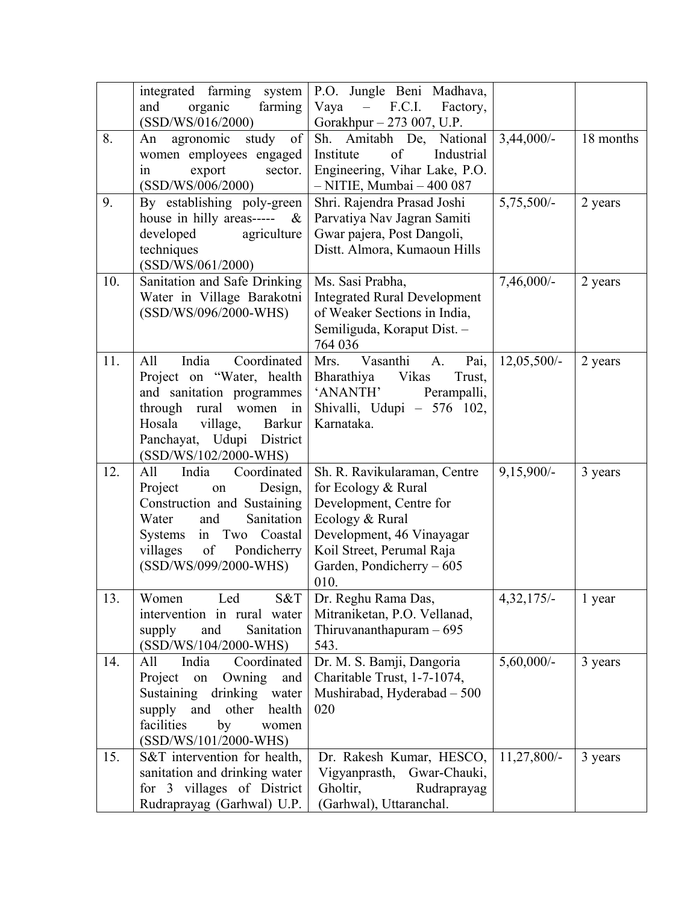| | | | | |
|---|---|---|---|---|
| | integrated farming system and organic farming (SSD/WS/016/2000) | P.O. Jungle Beni Madhava, Vaya – F.C.I. Factory, Gorakhpur – 273 007, U.P. | | |
| 8. | An agronomic study of women employees engaged in export sector. (SSD/WS/006/2000) | Sh. Amitabh De, National Institute of Industrial Engineering, Vihar Lake, P.O. – NITIE, Mumbai – 400 087 | 3,44,000/- | 18 months |
| 9. | By establishing poly-green house in hilly areas----- & developed agriculture techniques (SSD/WS/061/2000) | Shri. Rajendra Prasad Joshi Parvatiya Nav Jagran Samiti Gwar pajera, Post Dangoli, Distt. Almora, Kumaoun Hills | 5,75,500/- | 2 years |
| 10. | Sanitation and Safe Drinking Water in Village Barakotni (SSD/WS/096/2000-WHS) | Ms. Sasi Prabha, Integrated Rural Development of Weaker Sections in India, Semiliguda, Koraput Dist. – 764 036 | 7,46,000/- | 2 years |
| 11. | All India Coordinated Project on "Water, health and sanitation programmes through rural women in Hosala village, Barkur Panchayat, Udupi District (SSD/WS/102/2000-WHS) | Mrs. Vasanthi A. Pai, Bharathiya Vikas Trust, 'ANANTH' Perampalli, Shivalli, Udupi – 576 102, Karnataka. | 12,05,500/- | 2 years |
| 12. | All India Coordinated Project on Design, Construction and Sustaining Water and Sanitation Systems in Two Coastal villages of Pondicherry (SSD/WS/099/2000-WHS) | Sh. R. Ravikularaman, Centre for Ecology & Rural Development, Centre for Ecology & Rural Development, 46 Vinayagar Koil Street, Perumal Raja Garden, Pondicherry – 605 010. | 9,15,900/- | 3 years |
| 13. | Women Led S&T intervention in rural water supply and Sanitation (SSD/WS/104/2000-WHS) | Dr. Reghu Rama Das, Mitraniketan, P.O. Vellanad, Thiruvananthapuram – 695 543. | 4,32,175/- | 1 year |
| 14. | All India Coordinated Project on Owning and Sustaining drinking water supply and other health facilities by women (SSD/WS/101/2000-WHS) | Dr. M. S. Bamji, Dangoria Charitable Trust, 1-7-1074, Mushirabad, Hyderabad – 500 020 | 5,60,000/- | 3 years |
| 15. | S&T intervention for health, sanitation and drinking water for 3 villages of District Rudraprayag (Garhwal) U.P. | Dr. Rakesh Kumar, HESCO, Vigyanprasth, Gwar-Chauki, Gholtir, Rudraprayag (Garhwal), Uttaranchal. | 11,27,800/- | 3 years |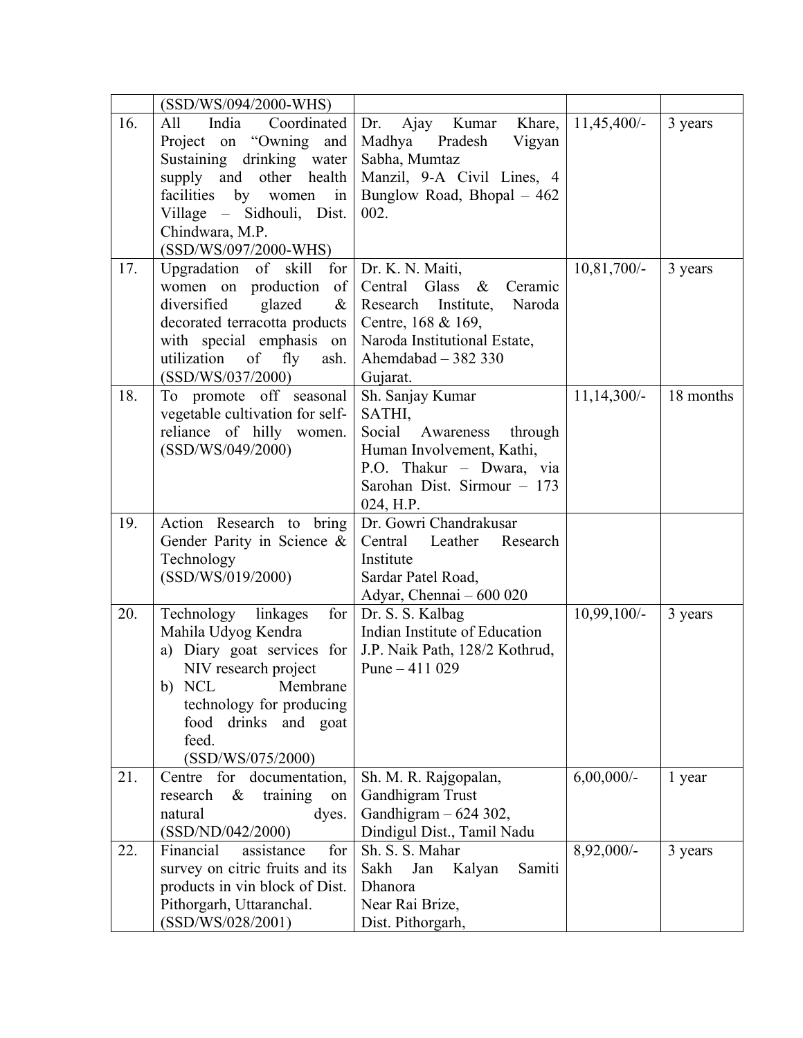| | | | | |
|---|---|---|---|---|
| | (SSD/WS/094/2000-WHS) | | | |
| 16. | All India Coordinated Project on "Owning and Sustaining drinking water supply and other health facilities by women in Village – Sidhouli, Dist. Chindwara, M.P. (SSD/WS/097/2000-WHS) | Dr. Ajay Kumar Khare, Madhya Pradesh Vigyan Sabha, Mumtaz Manzil, 9-A Civil Lines, 4 Bunglow Road, Bhopal – 462 002. | 11,45,400/- | 3 years |
| 17. | Upgradation of skill for women on production of diversified glazed & decorated terracotta products with special emphasis on utilization of fly ash. (SSD/WS/037/2000) | Dr. K. N. Maiti, Central Glass & Ceramic Research Institute, Naroda Centre, 168 & 169, Naroda Institutional Estate, Ahemdabad – 382 330 Gujarat. | 10,81,700/- | 3 years |
| 18. | To promote off seasonal vegetable cultivation for self-reliance of hilly women. (SSD/WS/049/2000) | Sh. Sanjay Kumar SATHI, Social Awareness through Human Involvement, Kathi, P.O. Thakur – Dwara, via Sarohan Dist. Sirmour – 173 024, H.P. | 11,14,300/- | 18 months |
| 19. | Action Research to bring Gender Parity in Science & Technology (SSD/WS/019/2000) | Dr. Gowri Chandrakusar Central Leather Research Institute Sardar Patel Road, Adyar, Chennai – 600 020 | | |
| 20. | Technology linkages for Mahila Udyog Kendra<br>a) Diary goat services for NIV research project<br>b) NCL Membrane technology for producing food drinks and goat feed. (SSD/WS/075/2000) | Dr. S. S. Kalbag Indian Institute of Education J.P. Naik Path, 128/2 Kothrud, Pune – 411 029 | 10,99,100/- | 3 years |
| 21. | Centre for documentation, research & training on natural dyes. (SSD/ND/042/2000) | Sh. M. R. Rajgopalan, Gandhigram Trust Gandhigram – 624 302, Dindigul Dist., Tamil Nadu | 6,00,000/- | 1 year |
| 22. | Financial assistance for survey on citric fruits and its products in vin block of Dist. Pithorgarh, Uttaranchal. (SSD/WS/028/2001) | Sh. S. S. Mahar Sakh Jan Kalyan Samiti Dhanora Near Rai Brize, Dist. Pithorgarh, | 8,92,000/- | 3 years |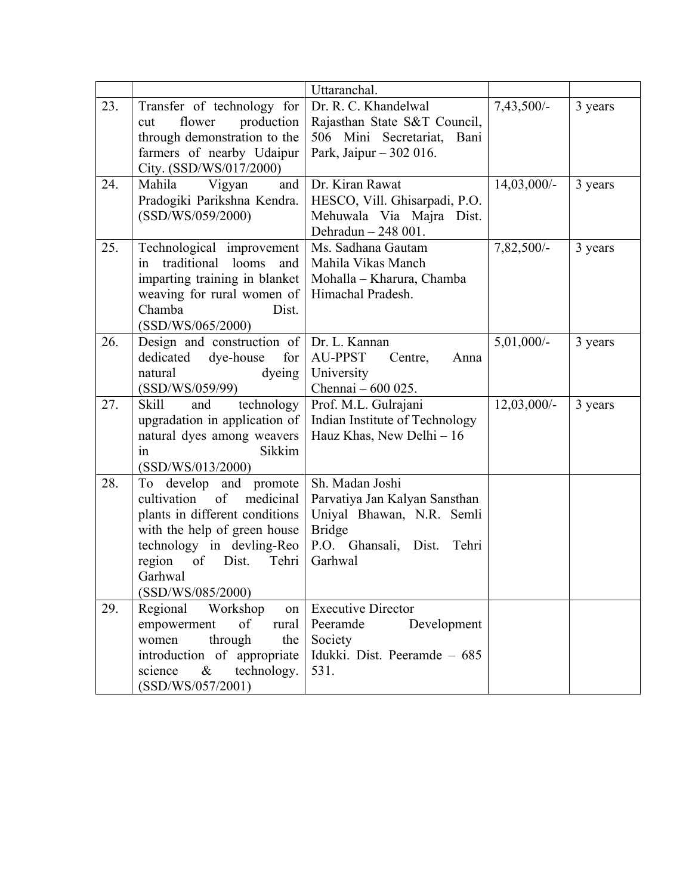| | | | | |
|---|---|---|---|---|
| | | Uttaranchal. | | |
| 23. | Transfer of technology for cut flower production through demonstration to the farmers of nearby Udaipur City. (SSD/WS/017/2000) | Dr. R. C. Khandelwal Rajasthan State S&T Council, 506 Mini Secretariat, Bani Park, Jaipur – 302 016. | 7,43,500/- | 3 years |
| 24. | Mahila Vigyan and Pradogiki Parikshna Kendra. (SSD/WS/059/2000) | Dr. Kiran Rawat HESCO, Vill. Ghisarpadi, P.O. Mehuwala Via Majra Dist. Dehradun – 248 001. | 14,03,000/- | 3 years |
| 25. | Technological improvement in traditional looms and imparting training in blanket weaving for rural women of Chamba Dist. (SSD/WS/065/2000) | Ms. Sadhana Gautam Mahila Vikas Manch Mohalla – Kharura, Chamba Himachal Pradesh. | 7,82,500/- | 3 years |
| 26. | Design and construction of dedicated dye-house for natural dyeing (SSD/WS/059/99) | Dr. L. Kannan AU-PPST Centre, Anna University Chennai – 600 025. | 5,01,000/- | 3 years |
| 27. | Skill and technology upgradation in application of natural dyes among weavers in Sikkim (SSD/WS/013/2000) | Prof. M.L. Gulrajani Indian Institute of Technology Hauz Khas, New Delhi – 16 | 12,03,000/- | 3 years |
| 28. | To develop and promote cultivation of medicinal plants in different conditions with the help of green house technology in devling-Reo region of Dist. Tehri Garhwal (SSD/WS/085/2000) | Sh. Madan Joshi Parvatiya Jan Kalyan Sansthan Uniyal Bhawan, N.R. Semli Bridge P.O. Ghansali, Dist. Tehri Garhwal | | |
| 29. | Regional Workshop on empowerment of rural women through the introduction of appropriate science & technology. (SSD/WS/057/2001) | Executive Director Peeramde Development Society Idukki. Dist. Peeramde – 685 531. | | |